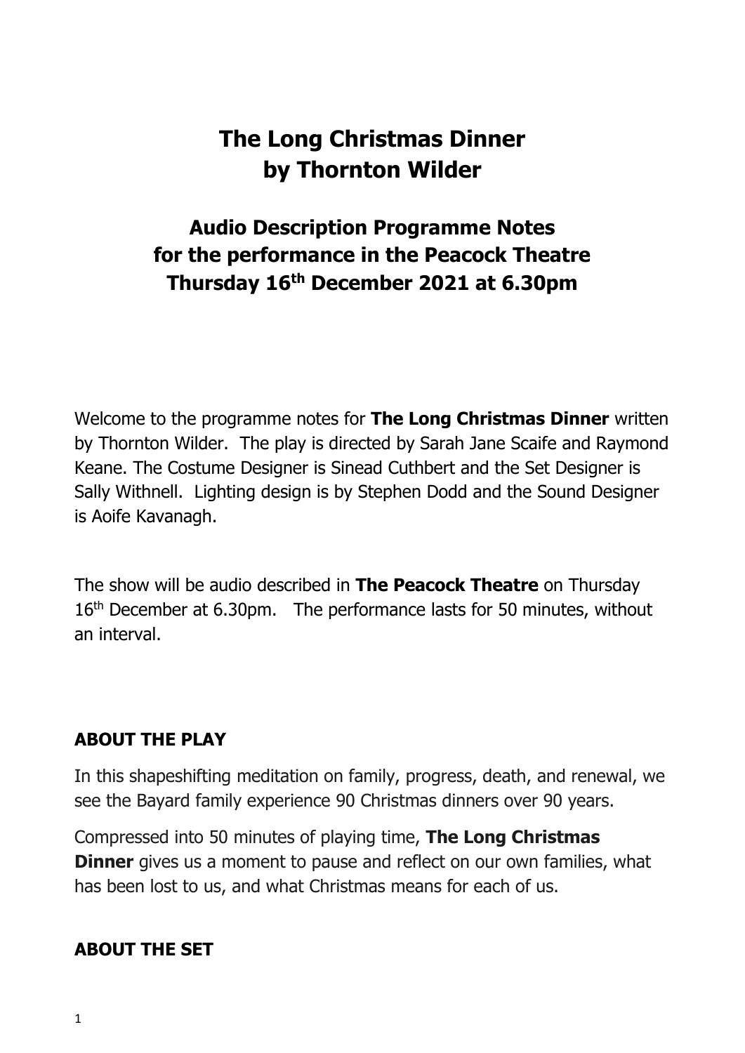# The Long Christmas Dinner
# by Thornton Wilder

## Audio Description Programme Notes
## for the performance in the Peacock Theatre
## Thursday 16th December 2021 at 6.30pm

Welcome to the programme notes for **The Long Christmas Dinner** written by Thornton Wilder. The play is directed by Sarah Jane Scaife and Raymond Keane. The Costume Designer is Sinead Cuthbert and the Set Designer is Sally Withnell. Lighting design is by Stephen Dodd and the Sound Designer is Aoife Kavanagh.

The show will be audio described in **The Peacock Theatre** on Thursday 16th December at 6.30pm. The performance lasts for 50 minutes, without an interval.

### ABOUT THE PLAY

In this shapeshifting meditation on family, progress, death, and renewal, we see the Bayard family experience 90 Christmas dinners over 90 years.

Compressed into 50 minutes of playing time, **The Long Christmas Dinner** gives us a moment to pause and reflect on our own families, what has been lost to us, and what Christmas means for each of us.

### ABOUT THE SET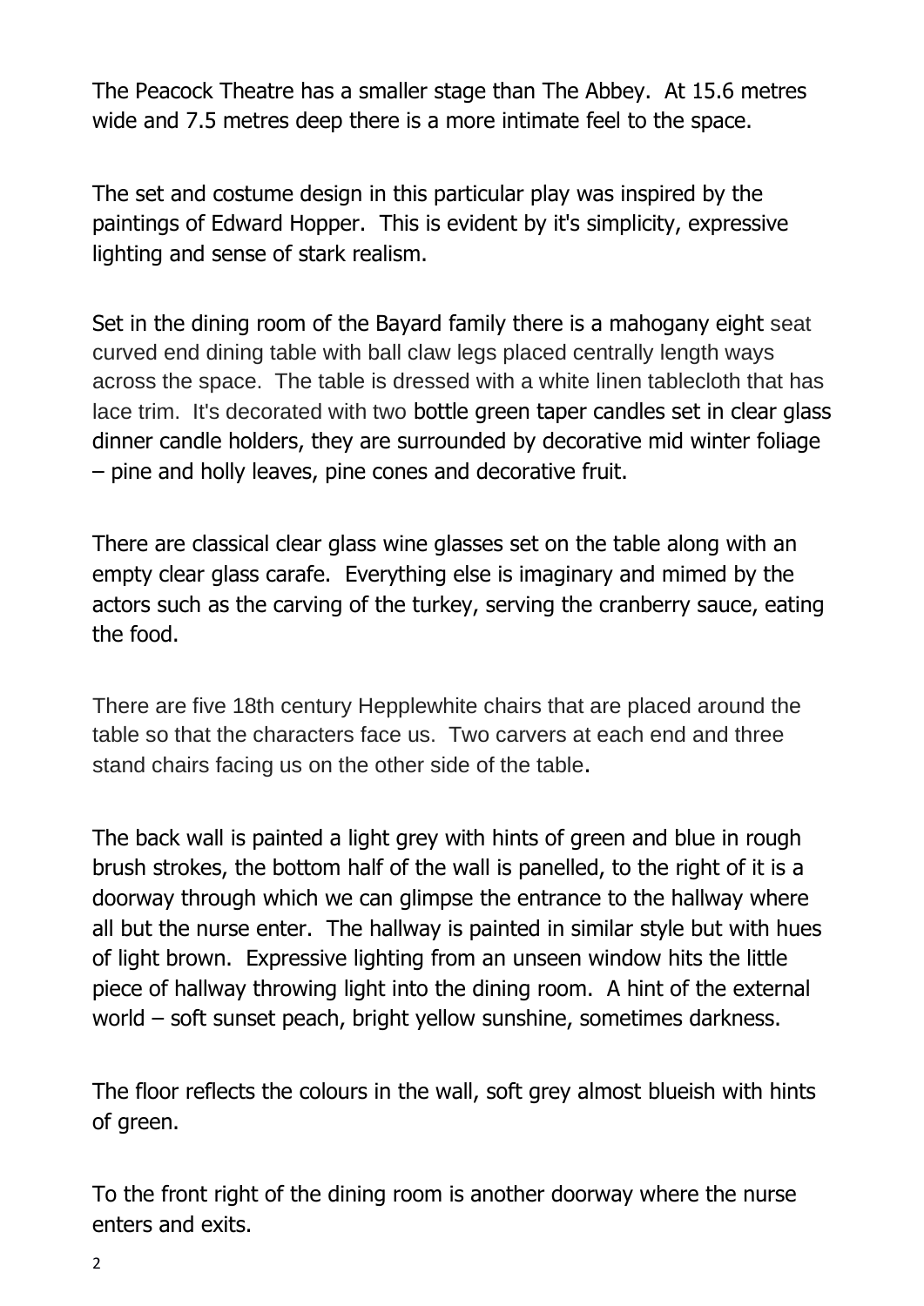The Peacock Theatre has a smaller stage than The Abbey. At 15.6 metres wide and 7.5 metres deep there is a more intimate feel to the space.

The set and costume design in this particular play was inspired by the paintings of Edward Hopper. This is evident by it's simplicity, expressive lighting and sense of stark realism.

Set in the dining room of the Bayard family there is a mahogany eight seat curved end dining table with ball claw legs placed centrally length ways across the space. The table is dressed with a white linen tablecloth that has lace trim. It's decorated with two bottle green taper candles set in clear glass dinner candle holders, they are surrounded by decorative mid winter foliage – pine and holly leaves, pine cones and decorative fruit.

There are classical clear glass wine glasses set on the table along with an empty clear glass carafe. Everything else is imaginary and mimed by the actors such as the carving of the turkey, serving the cranberry sauce, eating the food.

There are five 18th century Hepplewhite chairs that are placed around the table so that the characters face us. Two carvers at each end and three stand chairs facing us on the other side of the table.

The back wall is painted a light grey with hints of green and blue in rough brush strokes, the bottom half of the wall is panelled, to the right of it is a doorway through which we can glimpse the entrance to the hallway where all but the nurse enter. The hallway is painted in similar style but with hues of light brown. Expressive lighting from an unseen window hits the little piece of hallway throwing light into the dining room. A hint of the external world – soft sunset peach, bright yellow sunshine, sometimes darkness.

The floor reflects the colours in the wall, soft grey almost blueish with hints of green.

To the front right of the dining room is another doorway where the nurse enters and exits.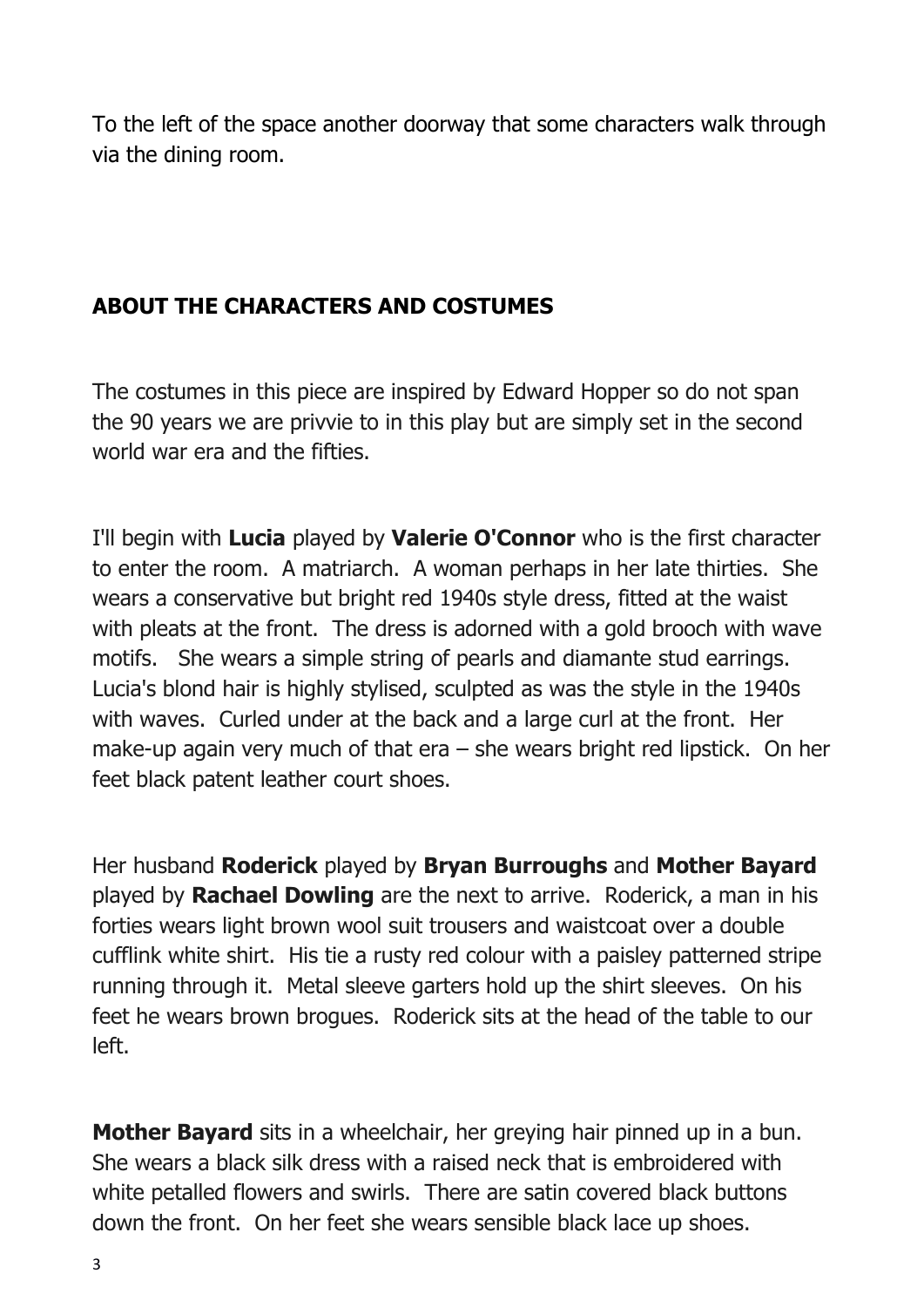To the left of the space another doorway that some characters walk through via the dining room.

## ABOUT THE CHARACTERS AND COSTUMES

The costumes in this piece are inspired by Edward Hopper so do not span the 90 years we are privvie to in this play but are simply set in the second world war era and the fifties.

I'll begin with **Lucia** played by **Valerie O'Connor** who is the first character to enter the room. A matriarch. A woman perhaps in her late thirties. She wears a conservative but bright red 1940s style dress, fitted at the waist with pleats at the front. The dress is adorned with a gold brooch with wave motifs. She wears a simple string of pearls and diamante stud earrings. Lucia's blond hair is highly stylised, sculpted as was the style in the 1940s with waves. Curled under at the back and a large curl at the front. Her make-up again very much of that era – she wears bright red lipstick. On her feet black patent leather court shoes.

Her husband **Roderick** played by **Bryan Burroughs** and **Mother Bayard** played by **Rachael Dowling** are the next to arrive. Roderick, a man in his forties wears light brown wool suit trousers and waistcoat over a double cufflink white shirt. His tie a rusty red colour with a paisley patterned stripe running through it. Metal sleeve garters hold up the shirt sleeves. On his feet he wears brown brogues. Roderick sits at the head of the table to our left.

**Mother Bayard** sits in a wheelchair, her greying hair pinned up in a bun. She wears a black silk dress with a raised neck that is embroidered with white petalled flowers and swirls. There are satin covered black buttons down the front. On her feet she wears sensible black lace up shoes.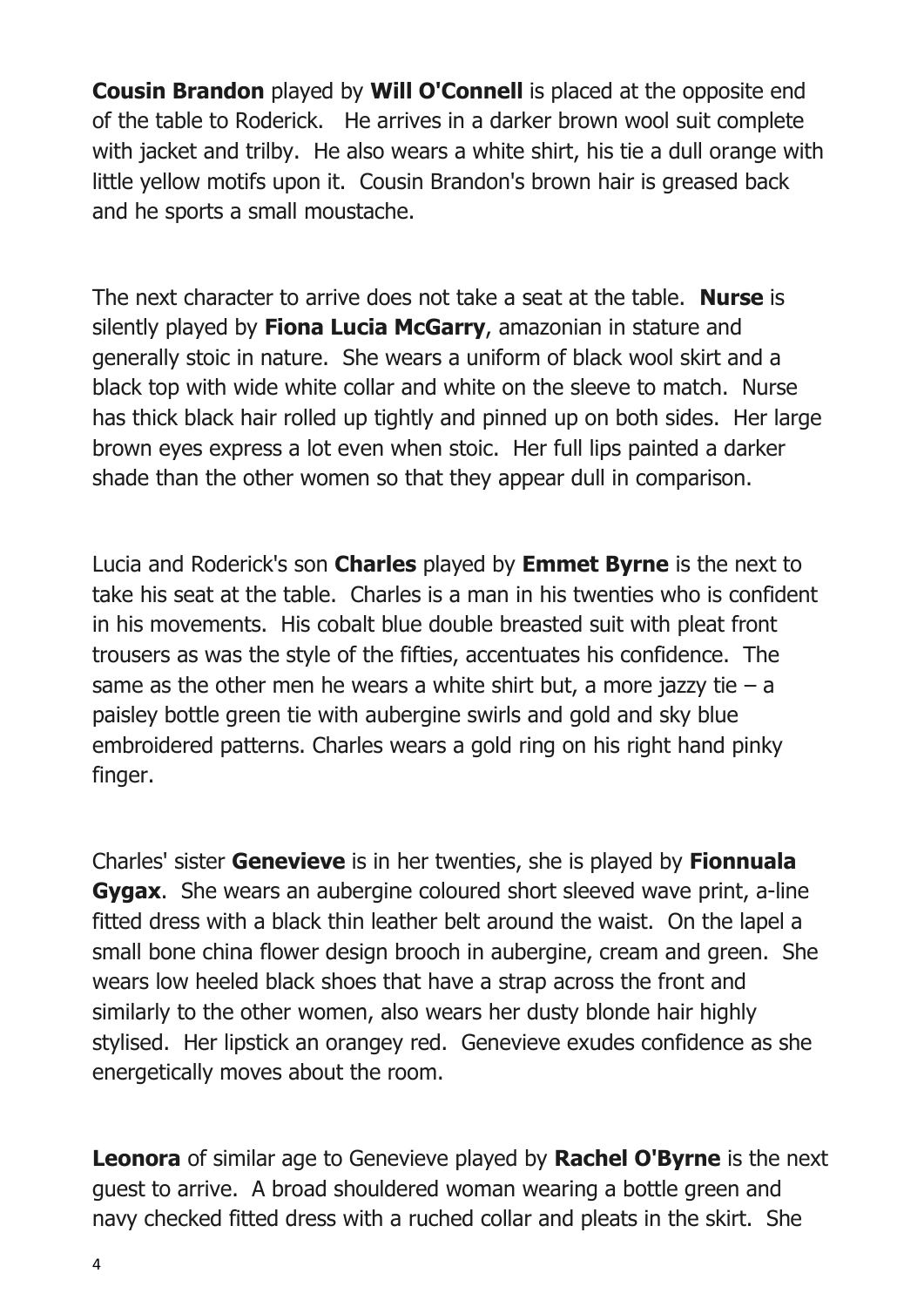**Cousin Brandon** played by **Will O'Connell** is placed at the opposite end of the table to Roderick.  He arrives in a darker brown wool suit complete with jacket and trilby.  He also wears a white shirt, his tie a dull orange with little yellow motifs upon it.  Cousin Brandon's brown hair is greased back and he sports a small moustache.

The next character to arrive does not take a seat at the table.  **Nurse** is silently played by **Fiona Lucia McGarry**, amazonian in stature and generally stoic in nature.  She wears a uniform of black wool skirt and a black top with wide white collar and white on the sleeve to match.  Nurse has thick black hair rolled up tightly and pinned up on both sides.  Her large brown eyes express a lot even when stoic.  Her full lips painted a darker shade than the other women so that they appear dull in comparison.

Lucia and Roderick's son **Charles** played by **Emmet Byrne** is the next to take his seat at the table.  Charles is a man in his twenties who is confident in his movements.  His cobalt blue double breasted suit with pleat front trousers as was the style of the fifties, accentuates his confidence.  The same as the other men he wears a white shirt but, a more jazzy tie – a paisley bottle green tie with aubergine swirls and gold and sky blue embroidered patterns. Charles wears a gold ring on his right hand pinky finger.

Charles' sister **Genevieve** is in her twenties, she is played by **Fionnuala Gygax**.  She wears an aubergine coloured short sleeved wave print, a-line fitted dress with a black thin leather belt around the waist.  On the lapel a small bone china flower design brooch in aubergine, cream and green.  She wears low heeled black shoes that have a strap across the front and similarly to the other women, also wears her dusty blonde hair highly stylised.  Her lipstick an orangey red.  Genevieve exudes confidence as she energetically moves about the room.

**Leonora** of similar age to Genevieve played by **Rachel O'Byrne** is the next guest to arrive.  A broad shouldered woman wearing a bottle green and navy checked fitted dress with a ruched collar and pleats in the skirt.  She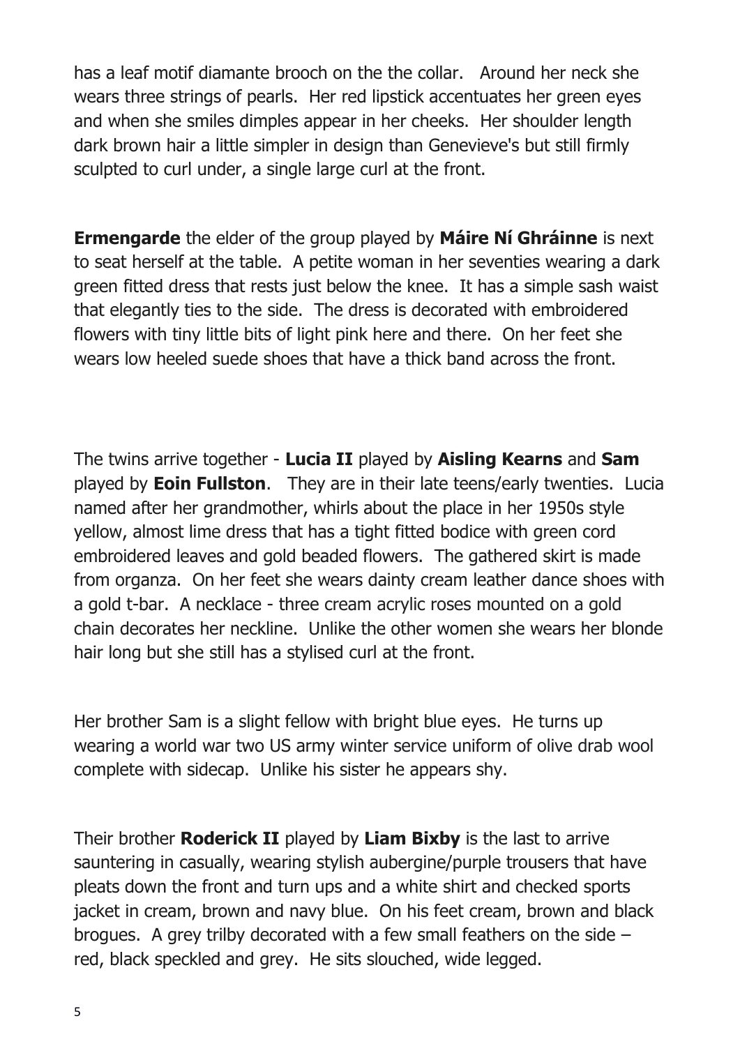has a leaf motif diamante brooch on the the collar. Around her neck she wears three strings of pearls. Her red lipstick accentuates her green eyes and when she smiles dimples appear in her cheeks. Her shoulder length dark brown hair a little simpler in design than Genevieve's but still firmly sculpted to curl under, a single large curl at the front.

**Ermengarde** the elder of the group played by **Máire Ní Ghráinne** is next to seat herself at the table. A petite woman in her seventies wearing a dark green fitted dress that rests just below the knee. It has a simple sash waist that elegantly ties to the side. The dress is decorated with embroidered flowers with tiny little bits of light pink here and there. On her feet she wears low heeled suede shoes that have a thick band across the front.

The twins arrive together - **Lucia II** played by **Aisling Kearns** and **Sam** played by **Eoin Fullston**. They are in their late teens/early twenties. Lucia named after her grandmother, whirls about the place in her 1950s style yellow, almost lime dress that has a tight fitted bodice with green cord embroidered leaves and gold beaded flowers. The gathered skirt is made from organza. On her feet she wears dainty cream leather dance shoes with a gold t-bar. A necklace - three cream acrylic roses mounted on a gold chain decorates her neckline. Unlike the other women she wears her blonde hair long but she still has a stylised curl at the front.

Her brother Sam is a slight fellow with bright blue eyes. He turns up wearing a world war two US army winter service uniform of olive drab wool complete with sidecap. Unlike his sister he appears shy.

Their brother **Roderick II** played by **Liam Bixby** is the last to arrive sauntering in casually, wearing stylish aubergine/purple trousers that have pleats down the front and turn ups and a white shirt and checked sports jacket in cream, brown and navy blue. On his feet cream, brown and black brogues. A grey trilby decorated with a few small feathers on the side – red, black speckled and grey. He sits slouched, wide legged.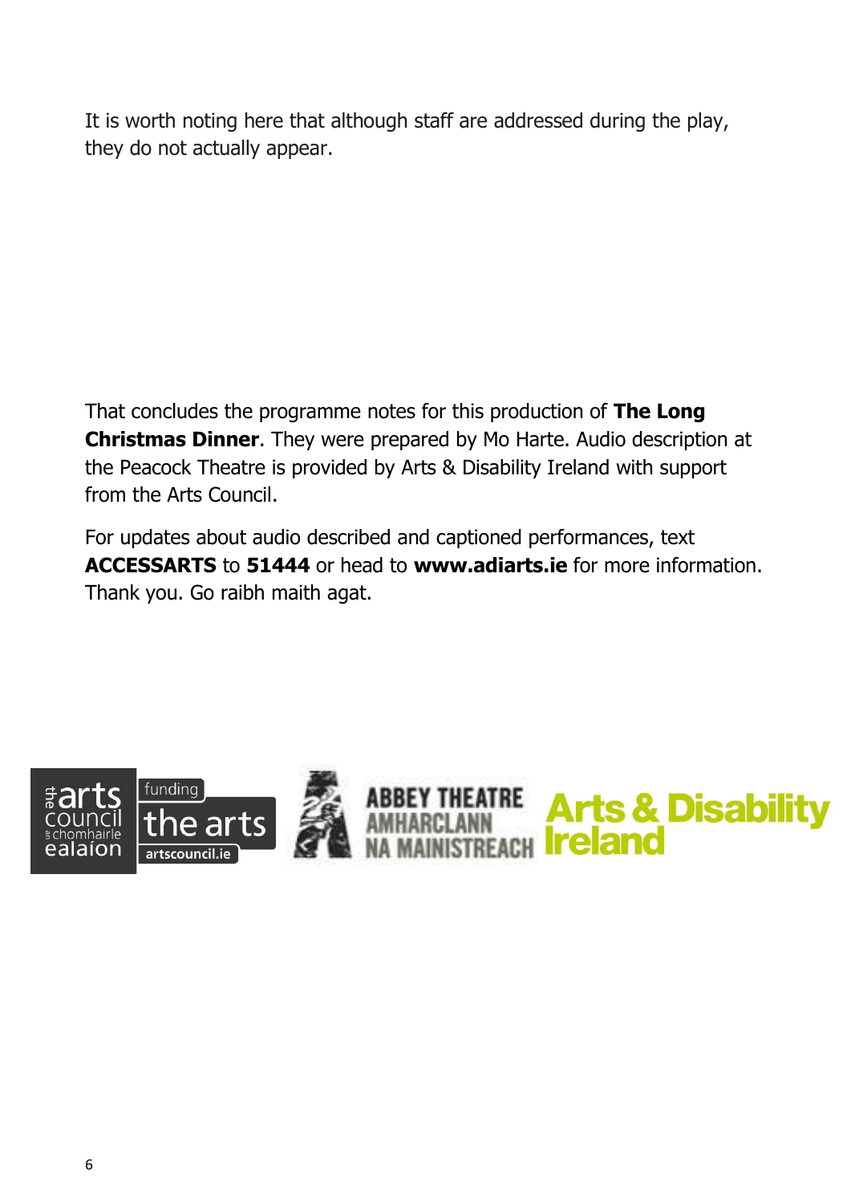It is worth noting here that although staff are addressed during the play, they do not actually appear.

That concludes the programme notes for this production of **The Long Christmas Dinner**. They were prepared by Mo Harte. Audio description at the Peacock Theatre is provided by Arts & Disability Ireland with support from the Arts Council.

For updates about audio described and captioned performances, text **ACCESSARTS** to **51444** or head to **www.adiarts.ie** for more information. Thank you. Go raibh maith agat.